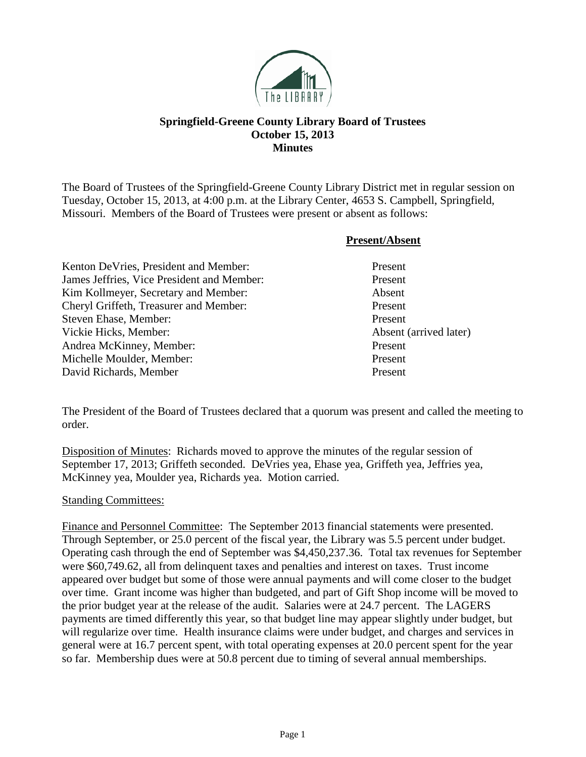# Springfield-Greene County Library Board of Trustees
## October 15, 2013
## Minutes

The Board of Trustees of the Springfield-Greene County Library District met in regular session on Tuesday, October 15, 2013, at 4:00 p.m. at the Library Center, 4653 S. Campbell, Springfield, Missouri. Members of the Board of Trustees were present or absent as follows:

| | **Present/Absent** |
|---|---|
| Kenton DeVries, President and Member: | Present |
| James Jeffries, Vice President and Member: | Present |
| Kim Kollmeyer, Secretary and Member: | Absent |
| Cheryl Griffeth, Treasurer and Member: | Present |
| Steven Ehase, Member: | Present |
| Vickie Hicks, Member: | Absent (arrived later) |
| Andrea McKinney, Member: | Present |
| Michelle Moulder, Member: | Present |
| David Richards, Member | Present |

The President of the Board of Trustees declared that a quorum was present and called the meeting to order.

Disposition of Minutes: Richards moved to approve the minutes of the regular session of September 17, 2013; Griffeth seconded. DeVries yea, Ehase yea, Griffeth yea, Jeffries yea, McKinney yea, Moulder yea, Richards yea. Motion carried.

Standing Committees:

Finance and Personnel Committee: The September 2013 financial statements were presented. Through September, or 25.0 percent of the fiscal year, the Library was 5.5 percent under budget. Operating cash through the end of September was $4,450,237.36. Total tax revenues for September were $60,749.62, all from delinquent taxes and penalties and interest on taxes. Trust income appeared over budget but some of those were annual payments and will come closer to the budget over time. Grant income was higher than budgeted, and part of Gift Shop income will be moved to the prior budget year at the release of the audit. Salaries were at 24.7 percent. The LAGERS payments are timed differently this year, so that budget line may appear slightly under budget, but will regularize over time. Health insurance claims were under budget, and charges and services in general were at 16.7 percent spent, with total operating expenses at 20.0 percent spent for the year so far. Membership dues were at 50.8 percent due to timing of several annual memberships.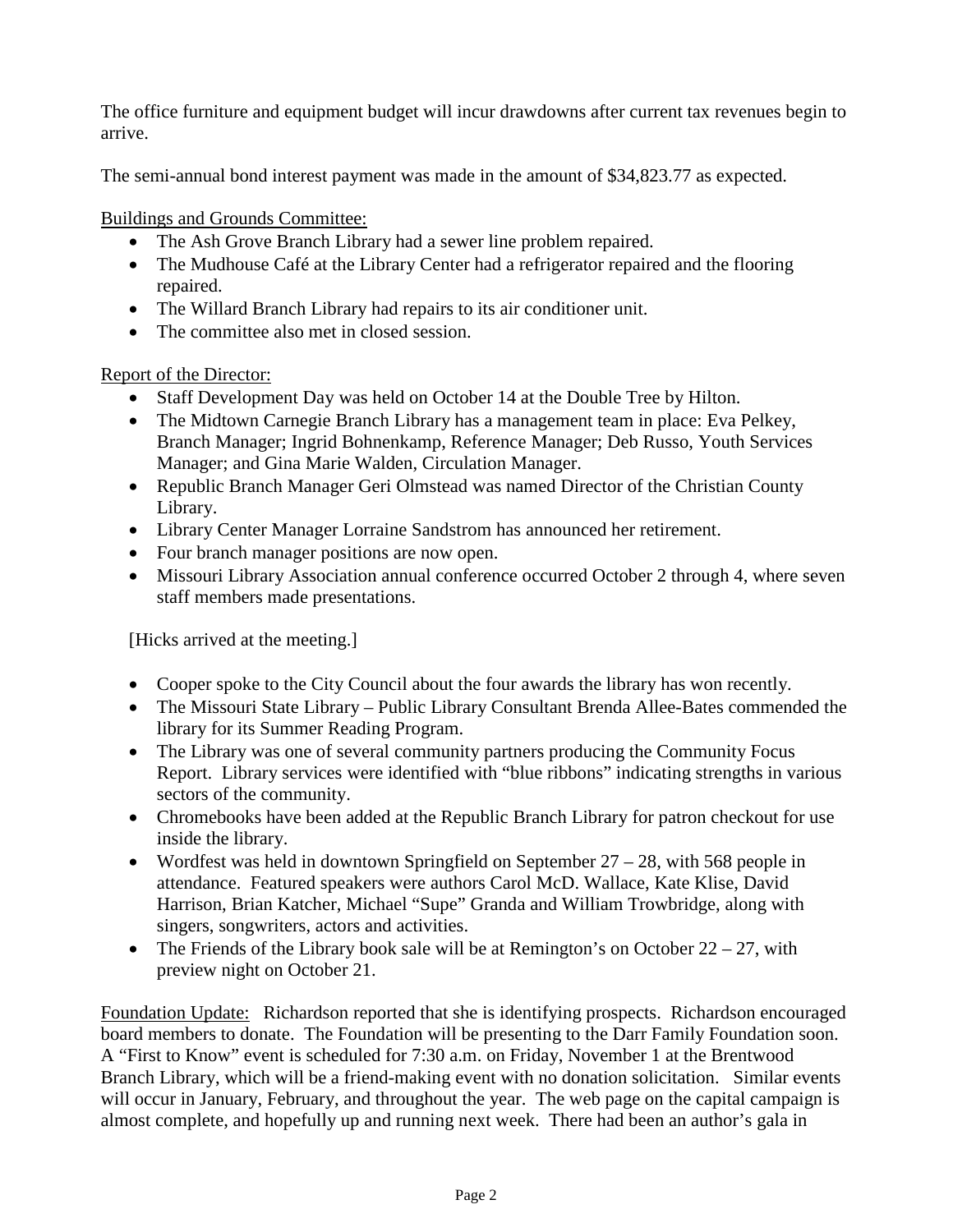The office furniture and equipment budget will incur drawdowns after current tax revenues begin to arrive.

The semi-annual bond interest payment was made in the amount of $34,823.77 as expected.

Buildings and Grounds Committee:

- The Ash Grove Branch Library had a sewer line problem repaired.
- The Mudhouse Café at the Library Center had a refrigerator repaired and the flooring repaired.
- The Willard Branch Library had repairs to its air conditioner unit.
- The committee also met in closed session.

Report of the Director:

- Staff Development Day was held on October 14 at the Double Tree by Hilton.
- The Midtown Carnegie Branch Library has a management team in place: Eva Pelkey, Branch Manager; Ingrid Bohnenkamp, Reference Manager; Deb Russo, Youth Services Manager; and Gina Marie Walden, Circulation Manager.
- Republic Branch Manager Geri Olmstead was named Director of the Christian County Library.
- Library Center Manager Lorraine Sandstrom has announced her retirement.
- Four branch manager positions are now open.
- Missouri Library Association annual conference occurred October 2 through 4, where seven staff members made presentations.

[Hicks arrived at the meeting.]

- Cooper spoke to the City Council about the four awards the library has won recently.
- The Missouri State Library – Public Library Consultant Brenda Allee-Bates commended the library for its Summer Reading Program.
- The Library was one of several community partners producing the Community Focus Report. Library services were identified with "blue ribbons" indicating strengths in various sectors of the community.
- Chromebooks have been added at the Republic Branch Library for patron checkout for use inside the library.
- Wordfest was held in downtown Springfield on September 27 – 28, with 568 people in attendance. Featured speakers were authors Carol McD. Wallace, Kate Klise, David Harrison, Brian Katcher, Michael "Supe" Granda and William Trowbridge, along with singers, songwriters, actors and activities.
- The Friends of the Library book sale will be at Remington's on October 22 – 27, with preview night on October 21.

Foundation Update: Richardson reported that she is identifying prospects. Richardson encouraged board members to donate. The Foundation will be presenting to the Darr Family Foundation soon. A "First to Know" event is scheduled for 7:30 a.m. on Friday, November 1 at the Brentwood Branch Library, which will be a friend-making event with no donation solicitation. Similar events will occur in January, February, and throughout the year. The web page on the capital campaign is almost complete, and hopefully up and running next week. There had been an author's gala in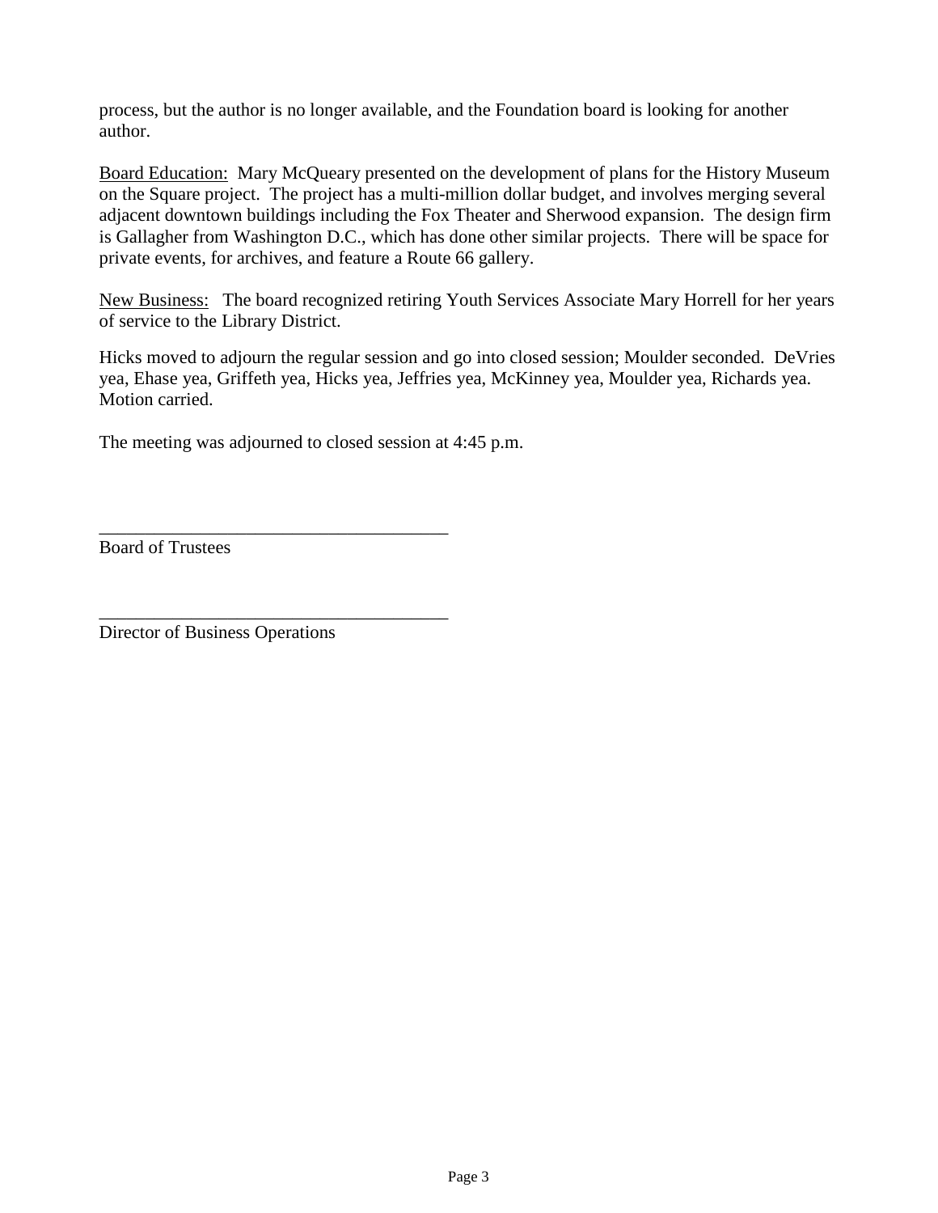process, but the author is no longer available, and the Foundation board is looking for another author.

Board Education: Mary McQueary presented on the development of plans for the History Museum on the Square project. The project has a multi-million dollar budget, and involves merging several adjacent downtown buildings including the Fox Theater and Sherwood expansion. The design firm is Gallagher from Washington D.C., which has done other similar projects. There will be space for private events, for archives, and feature a Route 66 gallery.

New Business: The board recognized retiring Youth Services Associate Mary Horrell for her years of service to the Library District.

Hicks moved to adjourn the regular session and go into closed session; Moulder seconded. DeVries yea, Ehase yea, Griffeth yea, Hicks yea, Jeffries yea, McKinney yea, Moulder yea, Richards yea. Motion carried.

The meeting was adjourned to closed session at 4:45 p.m.

\_\_\_\_\_\_\_\_\_\_\_\_\_\_\_\_\_\_\_\_\_\_\_\_\_\_\_\_\_\_\_\_\_\_\_\_\_\_

Board of Trustees

\_\_\_\_\_\_\_\_\_\_\_\_\_\_\_\_\_\_\_\_\_\_\_\_\_\_\_\_\_\_\_\_\_\_\_\_\_\_

Director of Business Operations